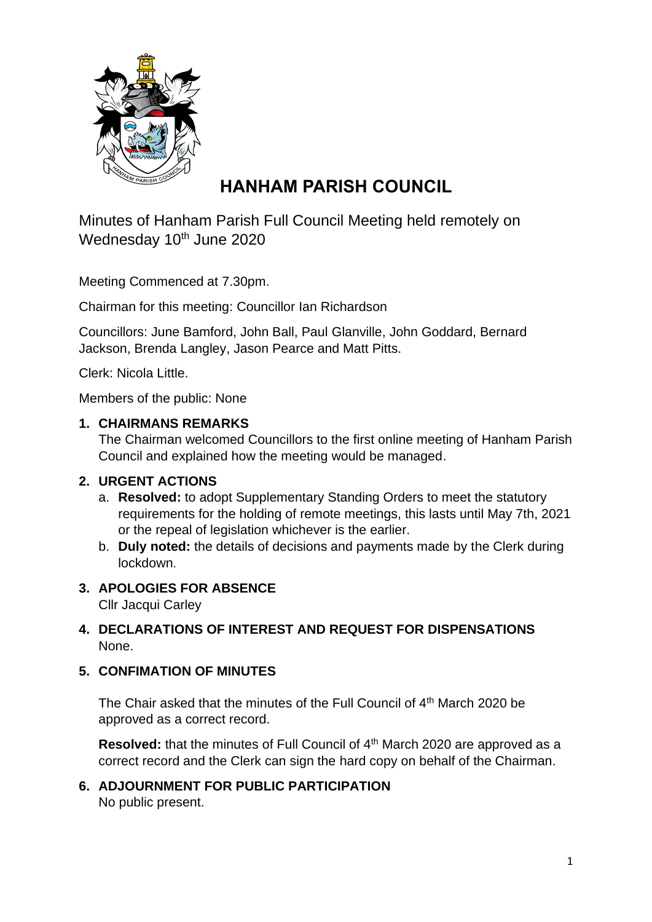# HANHAM PARISH COUNCIL

Minutes of Hanham Parish Full Council Meeting held remotely on Wednesday 10th June 2020

Meeting Commenced at 7.30pm.

Chairman for this meeting: Councillor Ian Richardson

Councillors: June Bamford, John Ball, Paul Glanville, John Goddard, Bernard Jackson, Brenda Langley, Jason Pearce and Matt Pitts.

Clerk: Nicola Little.

Members of the public: None

1. **CHAIRMANS REMARKS**
   The Chairman welcomed Councillors to the first online meeting of Hanham Parish Council and explained how the meeting would be managed.

2. **URGENT ACTIONS**
   a. **Resolved:** to adopt Supplementary Standing Orders to meet the statutory requirements for the holding of remote meetings, this lasts until May 7th, 2021 or the repeal of legislation whichever is the earlier.
   b. **Duly noted:** the details of decisions and payments made by the Clerk during lockdown.

3. **APOLOGIES FOR ABSENCE**
   Cllr Jacqui Carley

4. **DECLARATIONS OF INTEREST AND REQUEST FOR DISPENSATIONS**
   None.

5. **CONFIMATION OF MINUTES**

   The Chair asked that the minutes of the Full Council of 4th March 2020 be approved as a correct record.

   **Resolved:** that the minutes of Full Council of 4th March 2020 are approved as a correct record and the Clerk can sign the hard copy on behalf of the Chairman.

6. **ADJOURNMENT FOR PUBLIC PARTICIPATION**
   No public present.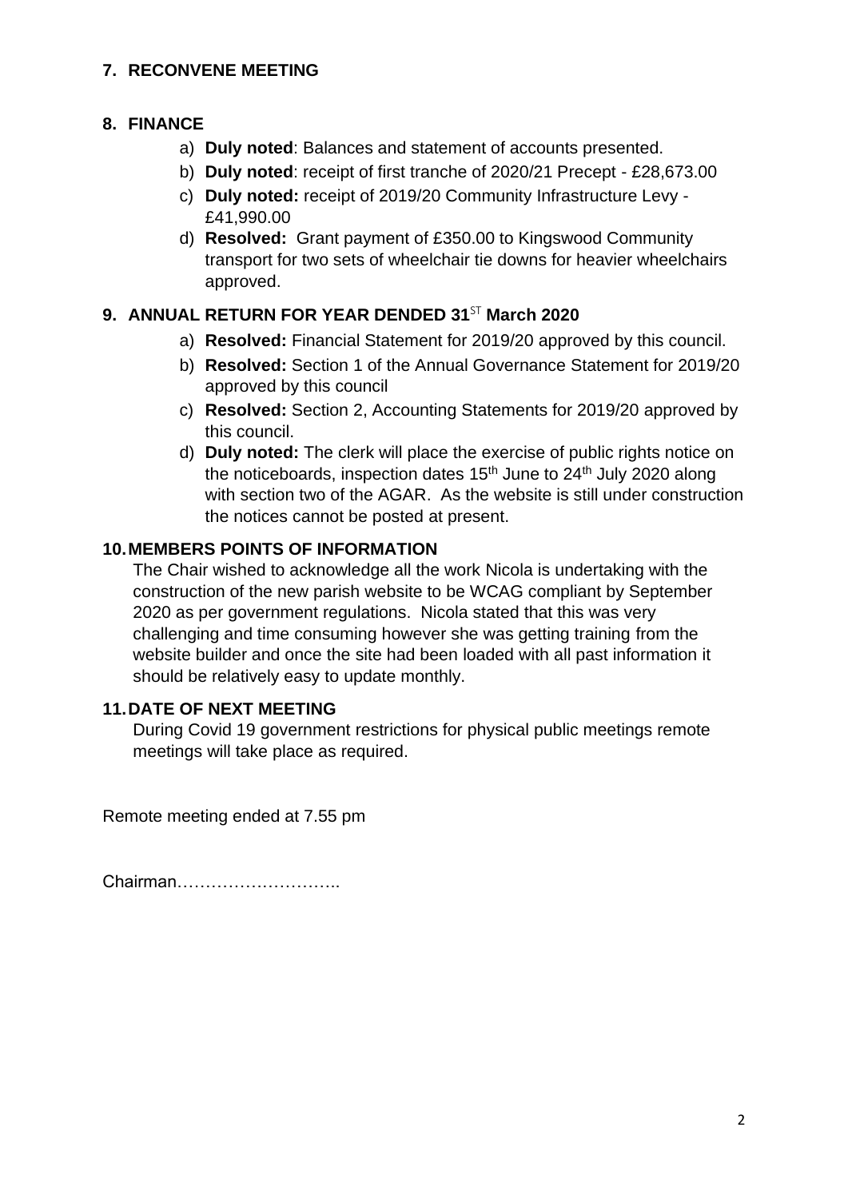## 7. RECONVENE MEETING

## 8. FINANCE

a) **Duly noted**: Balances and statement of accounts presented.
b) **Duly noted**: receipt of first tranche of 2020/21 Precept - £28,673.00
c) **Duly noted:** receipt of 2019/20 Community Infrastructure Levy - £41,990.00
d) **Resolved:** Grant payment of £350.00 to Kingswood Community transport for two sets of wheelchair tie downs for heavier wheelchairs approved.

## 9. ANNUAL RETURN FOR YEAR DENDED 31ST March 2020

a) **Resolved:** Financial Statement for 2019/20 approved by this council.
b) **Resolved:** Section 1 of the Annual Governance Statement for 2019/20 approved by this council
c) **Resolved:** Section 2, Accounting Statements for 2019/20 approved by this council.
d) **Duly noted:** The clerk will place the exercise of public rights notice on the noticeboards, inspection dates 15th June to 24th July 2020 along with section two of the AGAR. As the website is still under construction the notices cannot be posted at present.

## 10. MEMBERS POINTS OF INFORMATION

The Chair wished to acknowledge all the work Nicola is undertaking with the construction of the new parish website to be WCAG compliant by September 2020 as per government regulations. Nicola stated that this was very challenging and time consuming however she was getting training from the website builder and once the site had been loaded with all past information it should be relatively easy to update monthly.

## 11. DATE OF NEXT MEETING

During Covid 19 government restrictions for physical public meetings remote meetings will take place as required.

Remote meeting ended at 7.55 pm

Chairman………………………..